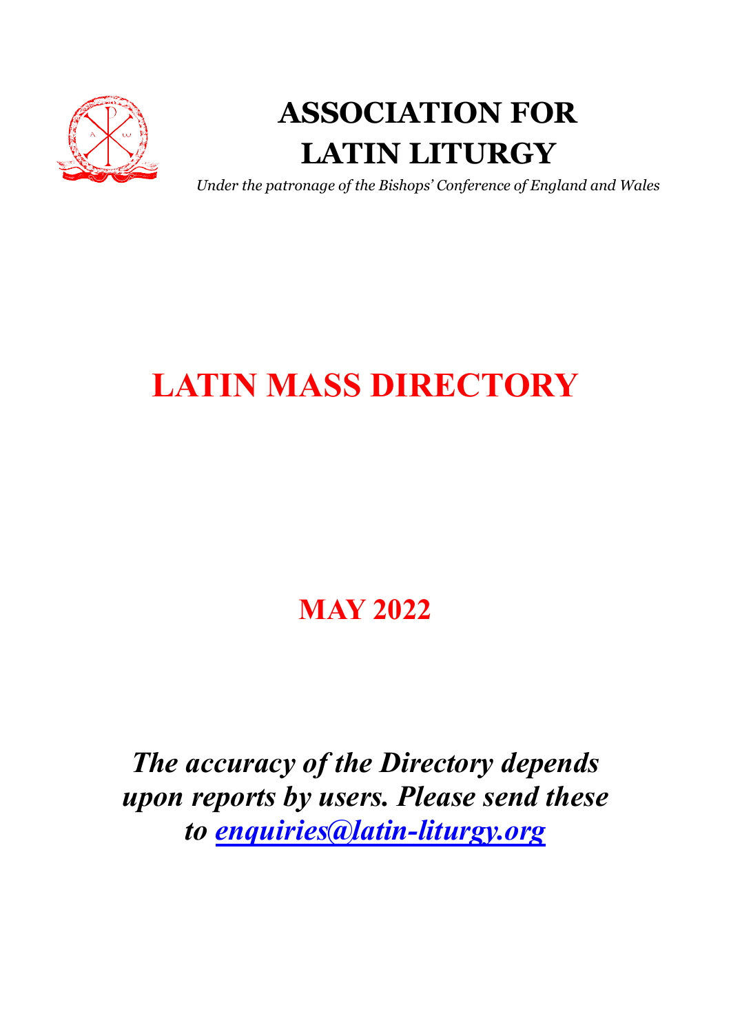# ASSOCIATION FOR LATIN LITURGY

*Under the patronage of the Bishops' Conference of England and Wales*

# LATIN MASS DIRECTORY

## MAY 2022

***The accuracy of the Directory depends upon reports by users. Please send these to enquiries@latin-liturgy.org***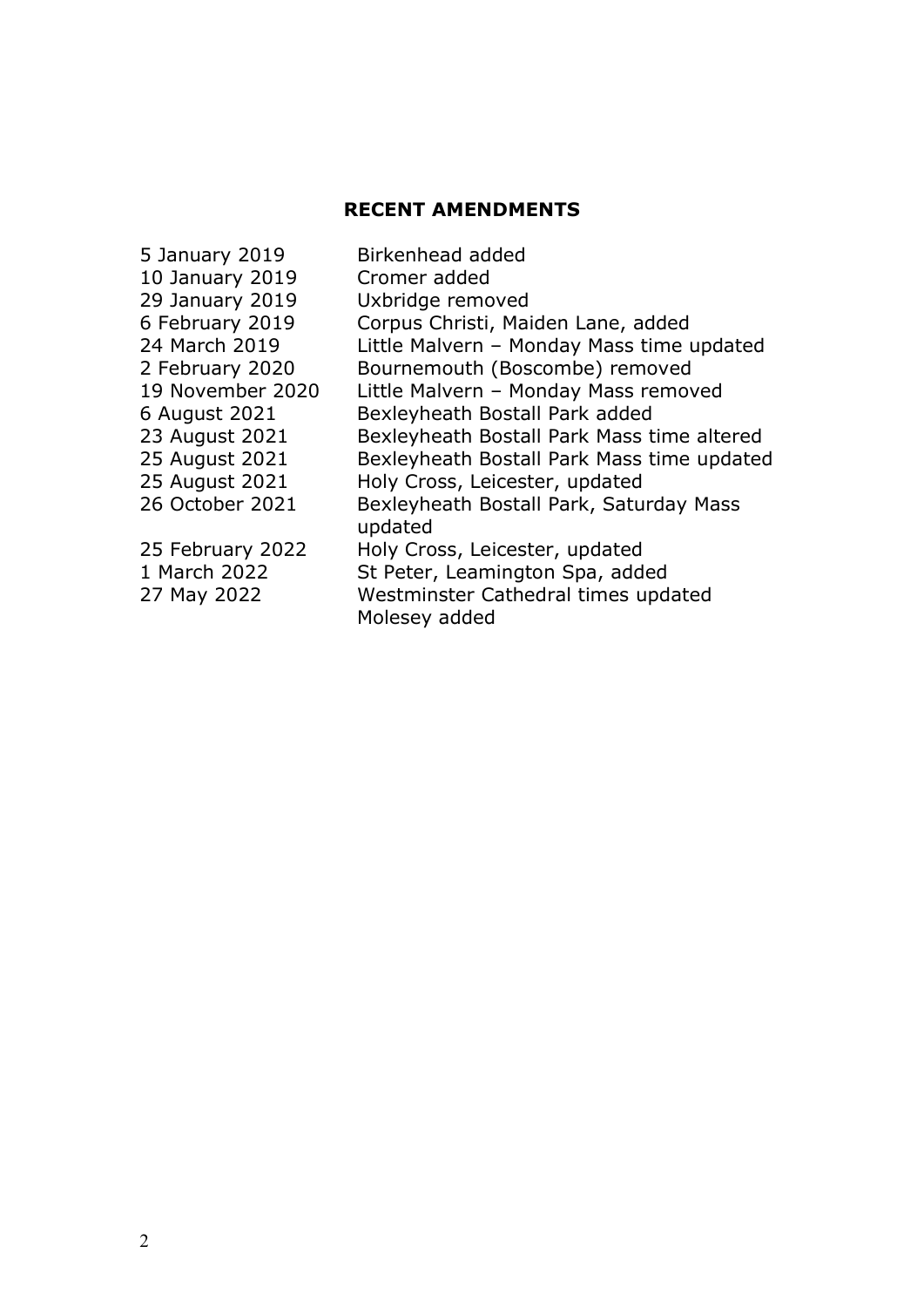## RECENT AMENDMENTS

| | |
|---|---|
| 5 January 2019 | Birkenhead added |
| 10 January 2019 | Cromer added |
| 29 January 2019 | Uxbridge removed |
| 6 February 2019 | Corpus Christi, Maiden Lane, added |
| 24 March 2019 | Little Malvern – Monday Mass time updated |
| 2 February 2020 | Bournemouth (Boscombe) removed |
| 19 November 2020 | Little Malvern – Monday Mass removed |
| 6 August 2021 | Bexleyheath Bostall Park added |
| 23 August 2021 | Bexleyheath Bostall Park Mass time altered |
| 25 August 2021 | Bexleyheath Bostall Park Mass time updated |
| 25 August 2021 | Holy Cross, Leicester, updated |
| 26 October 2021 | Bexleyheath Bostall Park, Saturday Mass updated |
| 25 February 2022 | Holy Cross, Leicester, updated |
| 1 March 2022 | St Peter, Leamington Spa, added |
| 27 May 2022 | Westminster Cathedral times updated<br>Molesey added |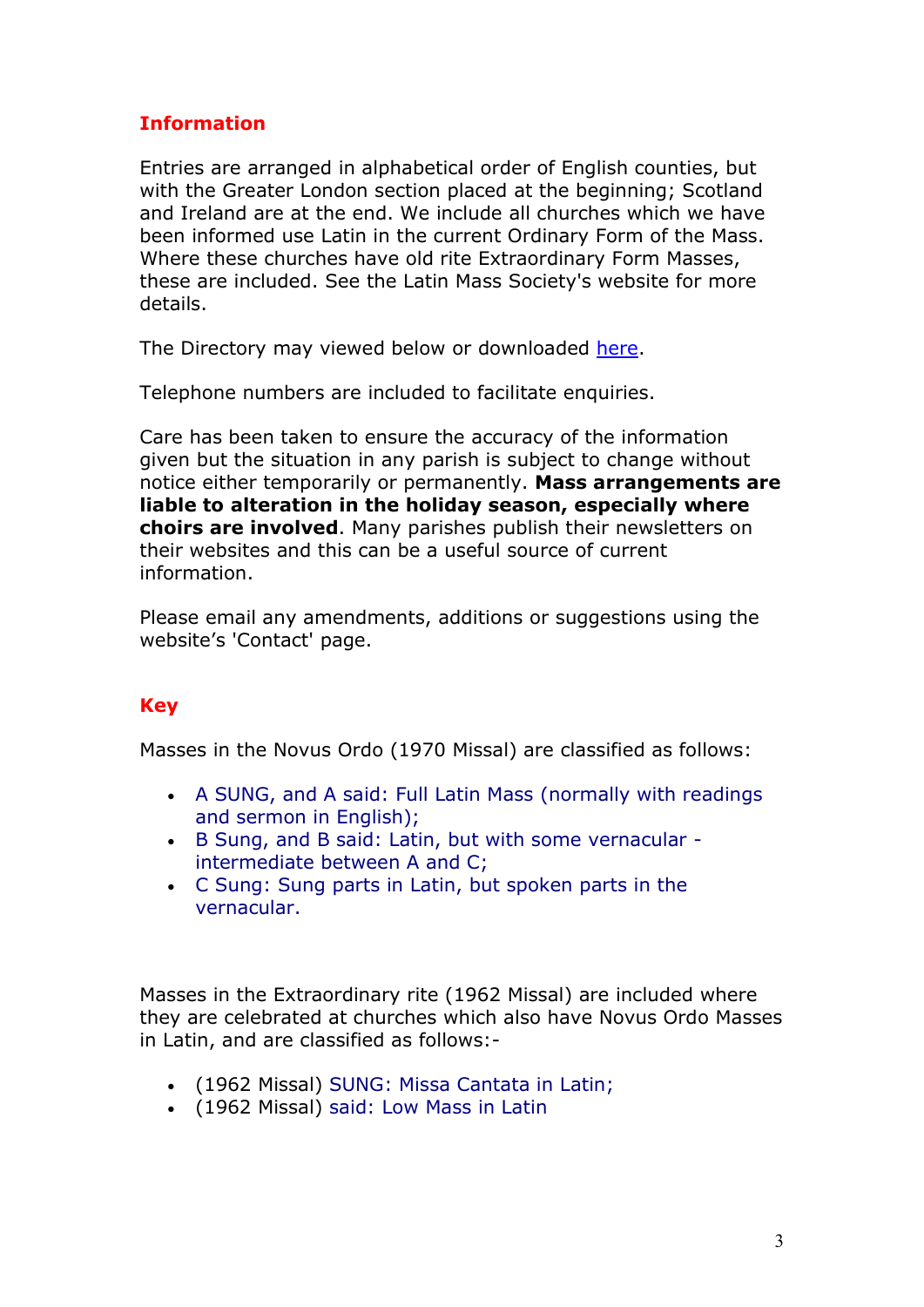## Information

Entries are arranged in alphabetical order of English counties, but with the Greater London section placed at the beginning; Scotland and Ireland are at the end. We include all churches which we have been informed use Latin in the current Ordinary Form of the Mass. Where these churches have old rite Extraordinary Form Masses, these are included. See the Latin Mass Society's website for more details.

The Directory may viewed below or downloaded here.

Telephone numbers are included to facilitate enquiries.

Care has been taken to ensure the accuracy of the information given but the situation in any parish is subject to change without notice either temporarily or permanently. **Mass arrangements are liable to alteration in the holiday season, especially where choirs are involved**. Many parishes publish their newsletters on their websites and this can be a useful source of current information.

Please email any amendments, additions or suggestions using the website's 'Contact' page.

## Key

Masses in the Novus Ordo (1970 Missal) are classified as follows:

- A SUNG, and A said: Full Latin Mass (normally with readings and sermon in English);
- B Sung, and B said: Latin, but with some vernacular - intermediate between A and C;
- C Sung: Sung parts in Latin, but spoken parts in the vernacular.

Masses in the Extraordinary rite (1962 Missal) are included where they are celebrated at churches which also have Novus Ordo Masses in Latin, and are classified as follows:-

- (1962 Missal) SUNG: Missa Cantata in Latin;
- (1962 Missal) said: Low Mass in Latin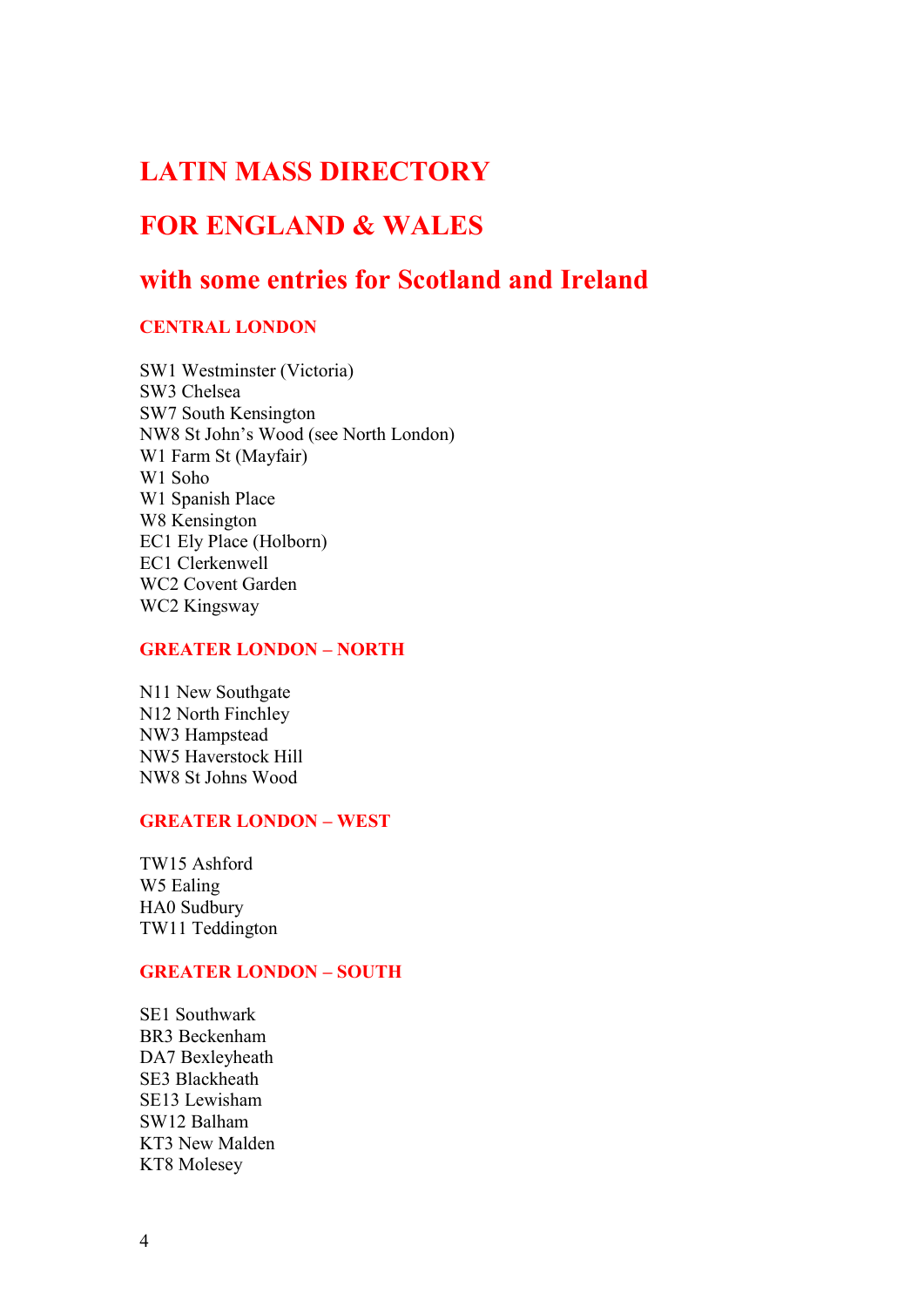# LATIN MASS DIRECTORY

# FOR ENGLAND & WALES

## with some entries for Scotland and Ireland

### CENTRAL LONDON

SW1 Westminster (Victoria)
SW3 Chelsea
SW7 South Kensington
NW8 St John's Wood (see North London)
W1 Farm St (Mayfair)
W1 Soho
W1 Spanish Place
W8 Kensington
EC1 Ely Place (Holborn)
EC1 Clerkenwell
WC2 Covent Garden
WC2 Kingsway

### GREATER LONDON – NORTH

N11 New Southgate
N12 North Finchley
NW3 Hampstead
NW5 Haverstock Hill
NW8 St Johns Wood

### GREATER LONDON – WEST

TW15 Ashford
W5 Ealing
HA0 Sudbury
TW11 Teddington

### GREATER LONDON – SOUTH

SE1 Southwark
BR3 Beckenham
DA7 Bexleyheath
SE3 Blackheath
SE13 Lewisham
SW12 Balham
KT3 New Malden
KT8 Molesey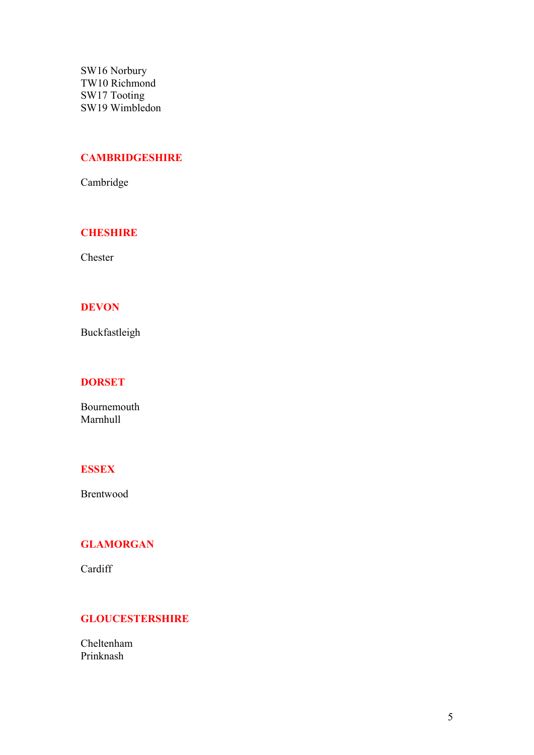SW16 Norbury
TW10 Richmond
SW17 Tooting
SW19 Wimbledon

## CAMBRIDGESHIRE

Cambridge

## CHESHIRE

Chester

## DEVON

Buckfastleigh

## DORSET

Bournemouth
Marnhull

## ESSEX

Brentwood

## GLAMORGAN

Cardiff

## GLOUCESTERSHIRE

Cheltenham
Prinknash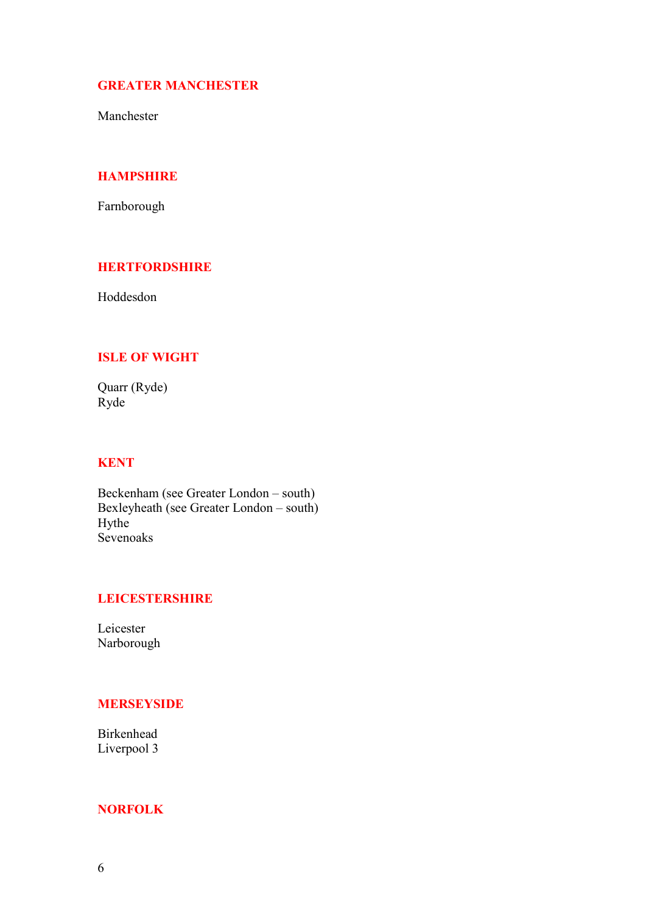## GREATER MANCHESTER

Manchester

## HAMPSHIRE

Farnborough

## HERTFORDSHIRE

Hoddesdon

## ISLE OF WIGHT

Quarr (Ryde)
Ryde

## KENT

Beckenham (see Greater London – south)
Bexleyheath (see Greater London – south)
Hythe
Sevenoaks

## LEICESTERSHIRE

Leicester
Narborough

## MERSEYSIDE

Birkenhead
Liverpool 3

## NORFOLK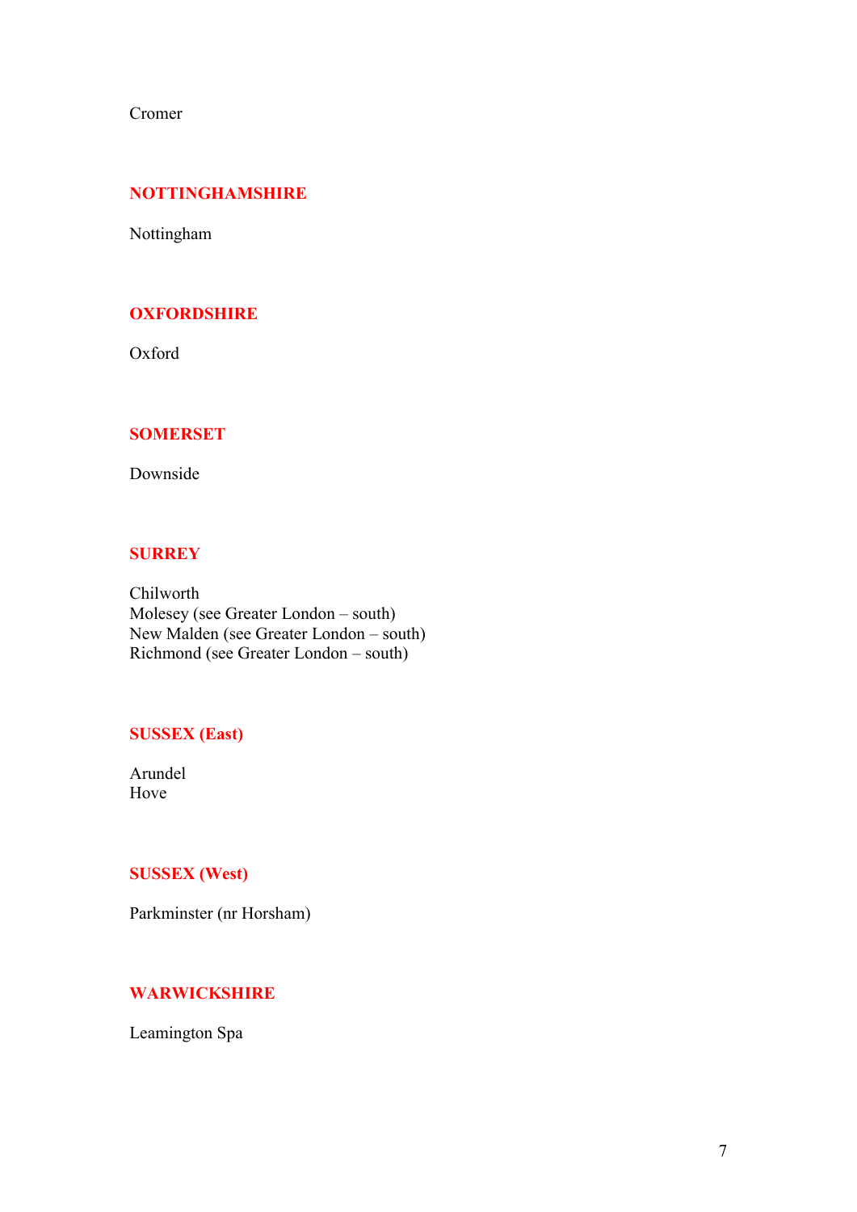Cromer

## NOTTINGHAMSHIRE

Nottingham

## OXFORDSHIRE

Oxford

## SOMERSET

Downside

## SURREY

Chilworth
Molesey (see Greater London – south)
New Malden (see Greater London – south)
Richmond (see Greater London – south)

## SUSSEX (East)

Arundel
Hove

## SUSSEX (West)

Parkminster (nr Horsham)

## WARWICKSHIRE

Leamington Spa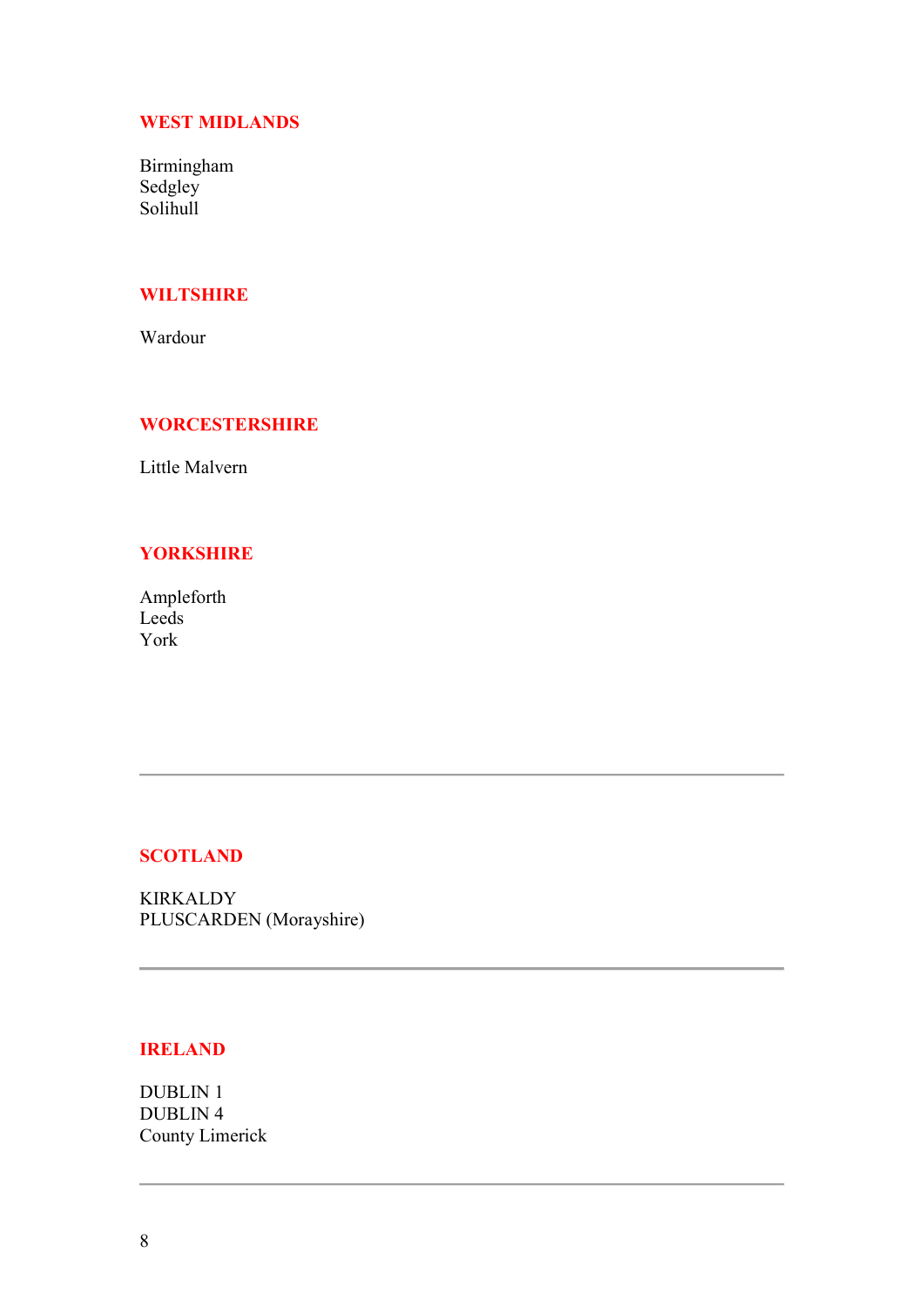## WEST MIDLANDS

Birmingham
Sedgley
Solihull

## WILTSHIRE

Wardour

## WORCESTERSHIRE

Little Malvern

## YORKSHIRE

Ampleforth
Leeds
York

---

## SCOTLAND

KIRKALDY
PLUSCARDEN (Morayshire)

---

## IRELAND

DUBLIN 1
DUBLIN 4
County Limerick

---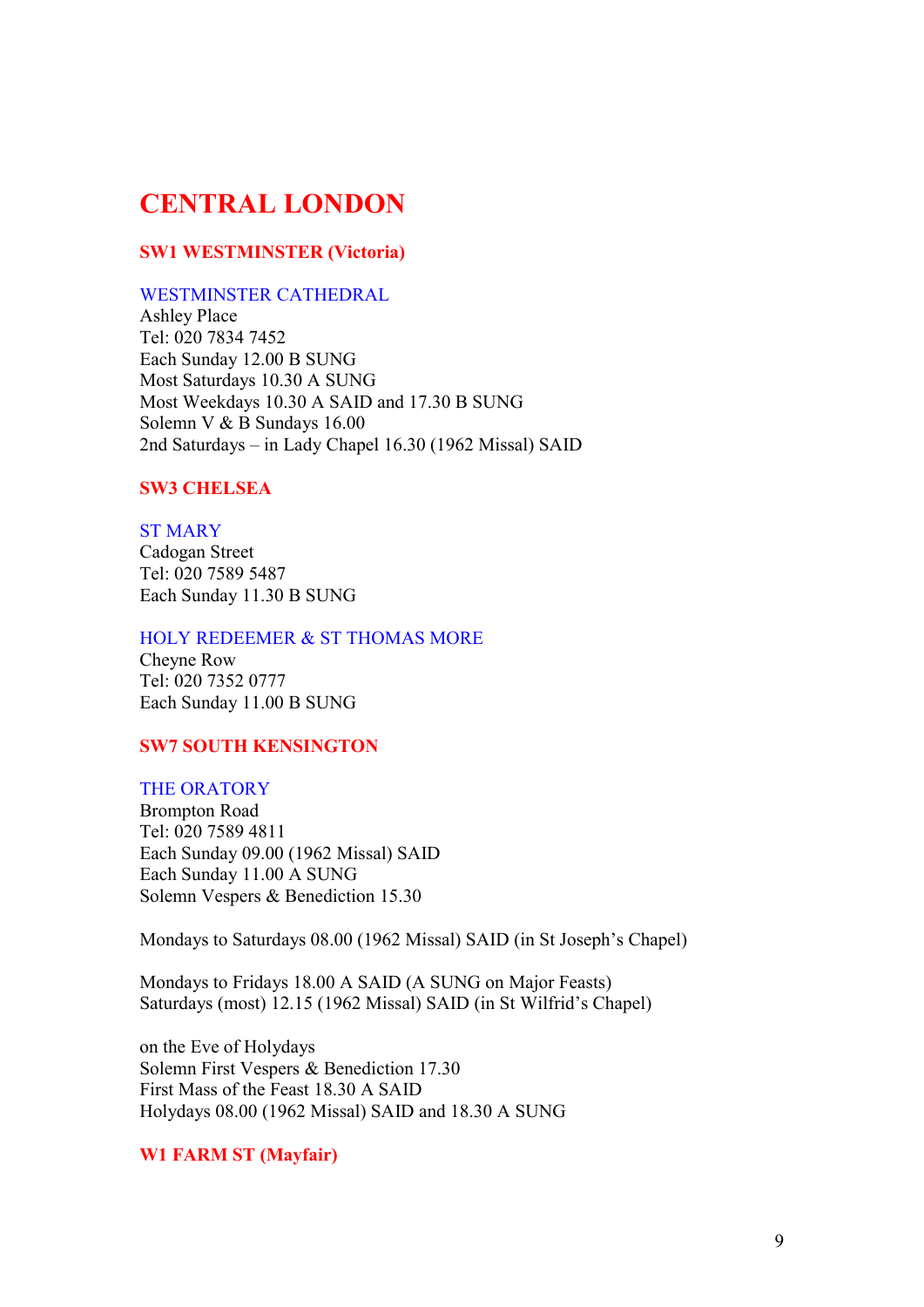# CENTRAL LONDON

## SW1 WESTMINSTER (Victoria)

### WESTMINSTER CATHEDRAL

Ashley Place
Tel: 020 7834 7452
Each Sunday 12.00 B SUNG
Most Saturdays 10.30 A SUNG
Most Weekdays 10.30 A SAID and 17.30 B SUNG
Solemn V & B Sundays 16.00
2nd Saturdays – in Lady Chapel 16.30 (1962 Missal) SAID

## SW3 CHELSEA

### ST MARY

Cadogan Street
Tel: 020 7589 5487
Each Sunday 11.30 B SUNG

### HOLY REDEEMER & ST THOMAS MORE

Cheyne Row
Tel: 020 7352 0777
Each Sunday 11.00 B SUNG

## SW7 SOUTH KENSINGTON

### THE ORATORY

Brompton Road
Tel: 020 7589 4811
Each Sunday 09.00 (1962 Missal) SAID
Each Sunday 11.00 A SUNG
Solemn Vespers & Benediction 15.30

Mondays to Saturdays 08.00 (1962 Missal) SAID (in St Joseph's Chapel)

Mondays to Fridays 18.00 A SAID (A SUNG on Major Feasts)
Saturdays (most) 12.15 (1962 Missal) SAID (in St Wilfrid's Chapel)

on the Eve of Holydays
Solemn First Vespers & Benediction 17.30
First Mass of the Feast 18.30 A SAID
Holydays 08.00 (1962 Missal) SAID and 18.30 A SUNG

## W1 FARM ST (Mayfair)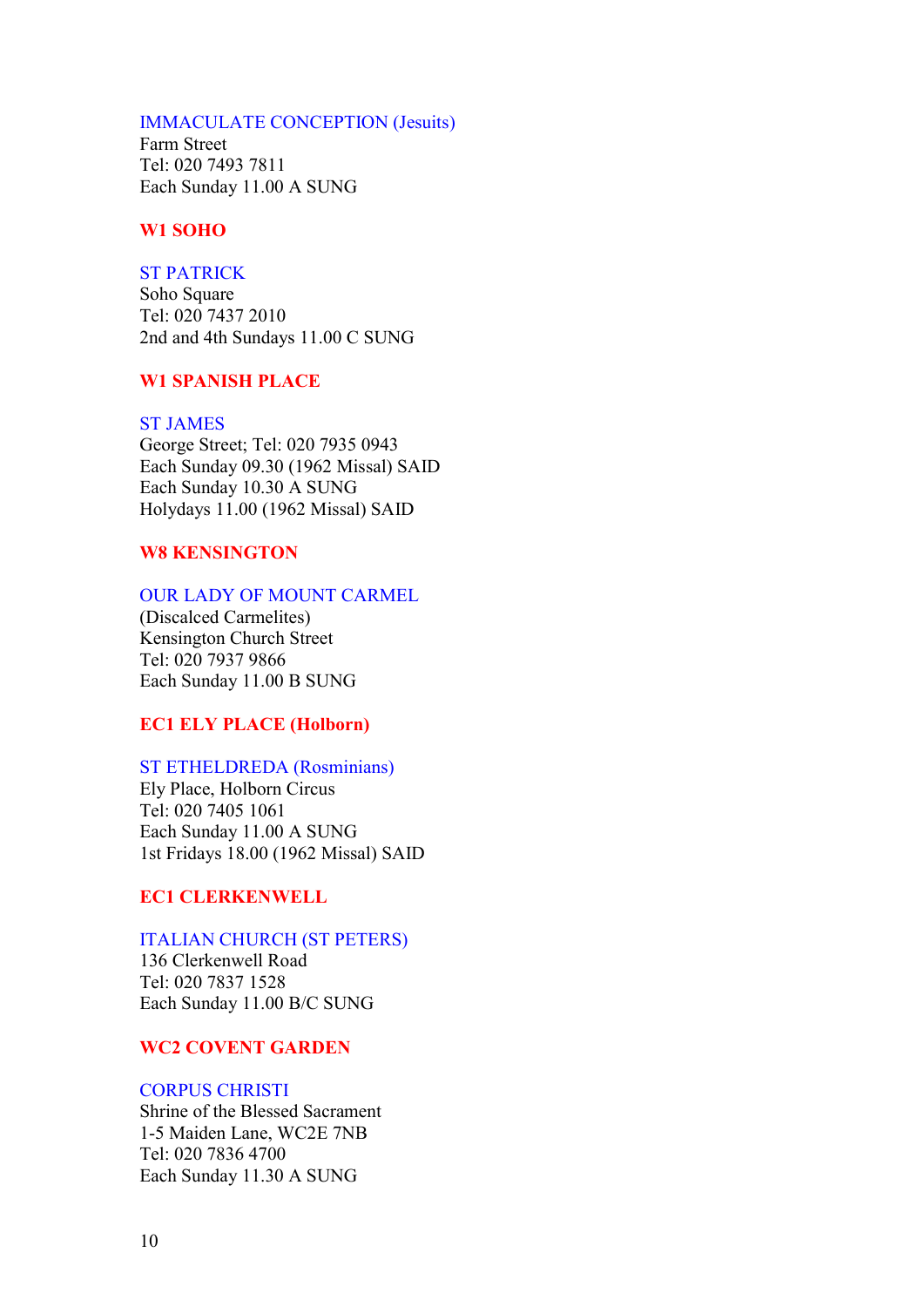IMMACULATE CONCEPTION (Jesuits)
Farm Street
Tel: 020 7493 7811
Each Sunday 11.00 A SUNG

## W1 SOHO

ST PATRICK
Soho Square
Tel: 020 7437 2010
2nd and 4th Sundays 11.00 C SUNG

## W1 SPANISH PLACE

ST JAMES
George Street; Tel: 020 7935 0943
Each Sunday 09.30 (1962 Missal) SAID
Each Sunday 10.30 A SUNG
Holydays 11.00 (1962 Missal) SAID

## W8 KENSINGTON

OUR LADY OF MOUNT CARMEL
(Discalced Carmelites)
Kensington Church Street
Tel: 020 7937 9866
Each Sunday 11.00 B SUNG

## EC1 ELY PLACE (Holborn)

ST ETHELDREDA (Rosminians)
Ely Place, Holborn Circus
Tel: 020 7405 1061
Each Sunday 11.00 A SUNG
1st Fridays 18.00 (1962 Missal) SAID

## EC1 CLERKENWELL

ITALIAN CHURCH (ST PETERS)
136 Clerkenwell Road
Tel: 020 7837 1528
Each Sunday 11.00 B/C SUNG

## WC2 COVENT GARDEN

CORPUS CHRISTI
Shrine of the Blessed Sacrament
1-5 Maiden Lane, WC2E 7NB
Tel: 020 7836 4700
Each Sunday 11.30 A SUNG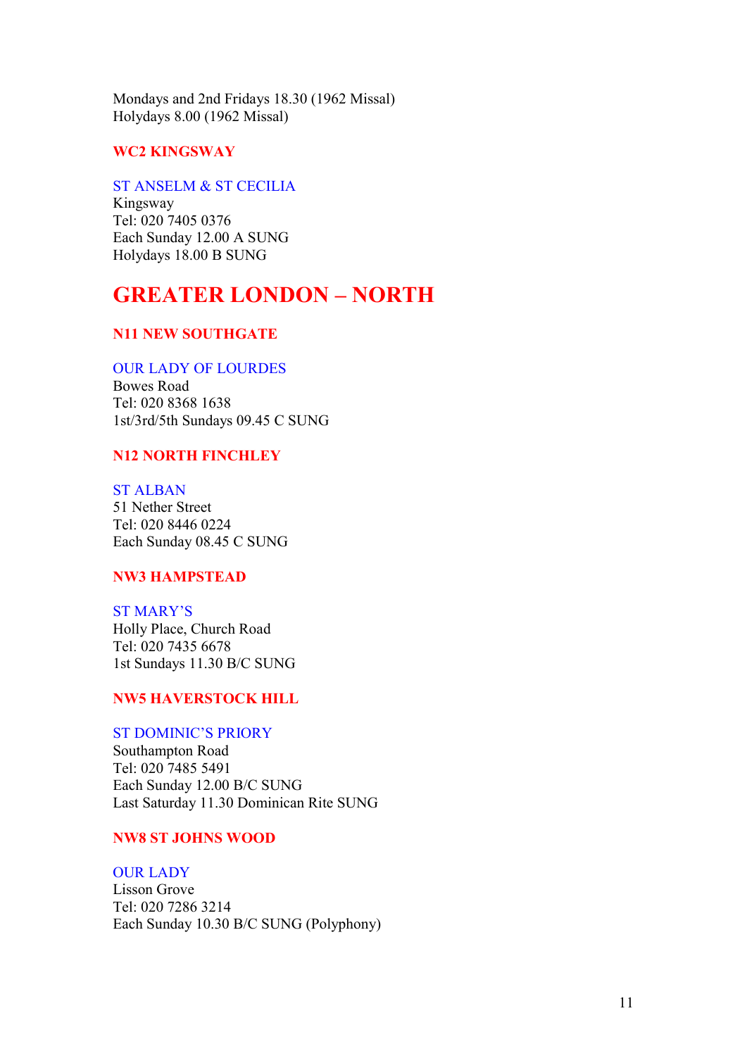Mondays and 2nd Fridays 18.30 (1962 Missal)
Holydays 8.00 (1962 Missal)

### WC2 KINGSWAY

ST ANSELM & ST CECILIA
Kingsway
Tel: 020 7405 0376
Each Sunday 12.00 A SUNG
Holydays 18.00 B SUNG

## GREATER LONDON – NORTH

### N11 NEW SOUTHGATE

OUR LADY OF LOURDES
Bowes Road
Tel: 020 8368 1638
1st/3rd/5th Sundays 09.45 C SUNG

### N12 NORTH FINCHLEY

ST ALBAN
51 Nether Street
Tel: 020 8446 0224
Each Sunday 08.45 C SUNG

### NW3 HAMPSTEAD

ST MARY'S
Holly Place, Church Road
Tel: 020 7435 6678
1st Sundays 11.30 B/C SUNG

### NW5 HAVERSTOCK HILL

ST DOMINIC'S PRIORY
Southampton Road
Tel: 020 7485 5491
Each Sunday 12.00 B/C SUNG
Last Saturday 11.30 Dominican Rite SUNG

### NW8 ST JOHNS WOOD

OUR LADY
Lisson Grove
Tel: 020 7286 3214
Each Sunday 10.30 B/C SUNG (Polyphony)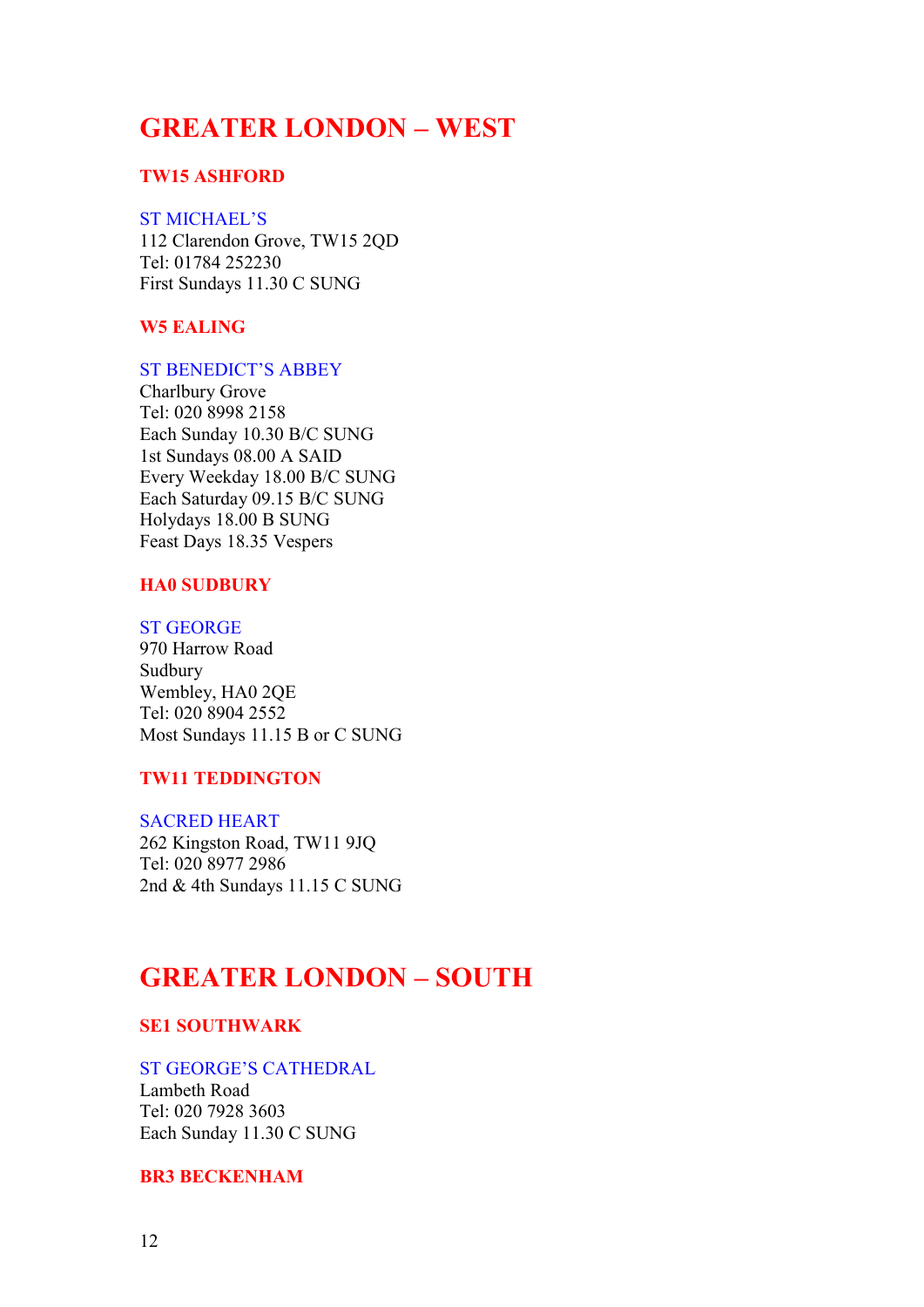# GREATER LONDON – WEST

## TW15 ASHFORD

### ST MICHAEL'S

112 Clarendon Grove, TW15 2QD
Tel: 01784 252230
First Sundays 11.30 C SUNG

## W5 EALING

### ST BENEDICT'S ABBEY

Charlbury Grove
Tel: 020 8998 2158
Each Sunday 10.30 B/C SUNG
1st Sundays 08.00 A SAID
Every Weekday 18.00 B/C SUNG
Each Saturday 09.15 B/C SUNG
Holydays 18.00 B SUNG
Feast Days 18.35 Vespers

## HA0 SUDBURY

### ST GEORGE

970 Harrow Road
Sudbury
Wembley, HA0 2QE
Tel: 020 8904 2552
Most Sundays 11.15 B or C SUNG

## TW11 TEDDINGTON

### SACRED HEART

262 Kingston Road, TW11 9JQ
Tel: 020 8977 2986
2nd & 4th Sundays 11.15 C SUNG

# GREATER LONDON – SOUTH

## SE1 SOUTHWARK

### ST GEORGE'S CATHEDRAL

Lambeth Road
Tel: 020 7928 3603
Each Sunday 11.30 C SUNG

## BR3 BECKENHAM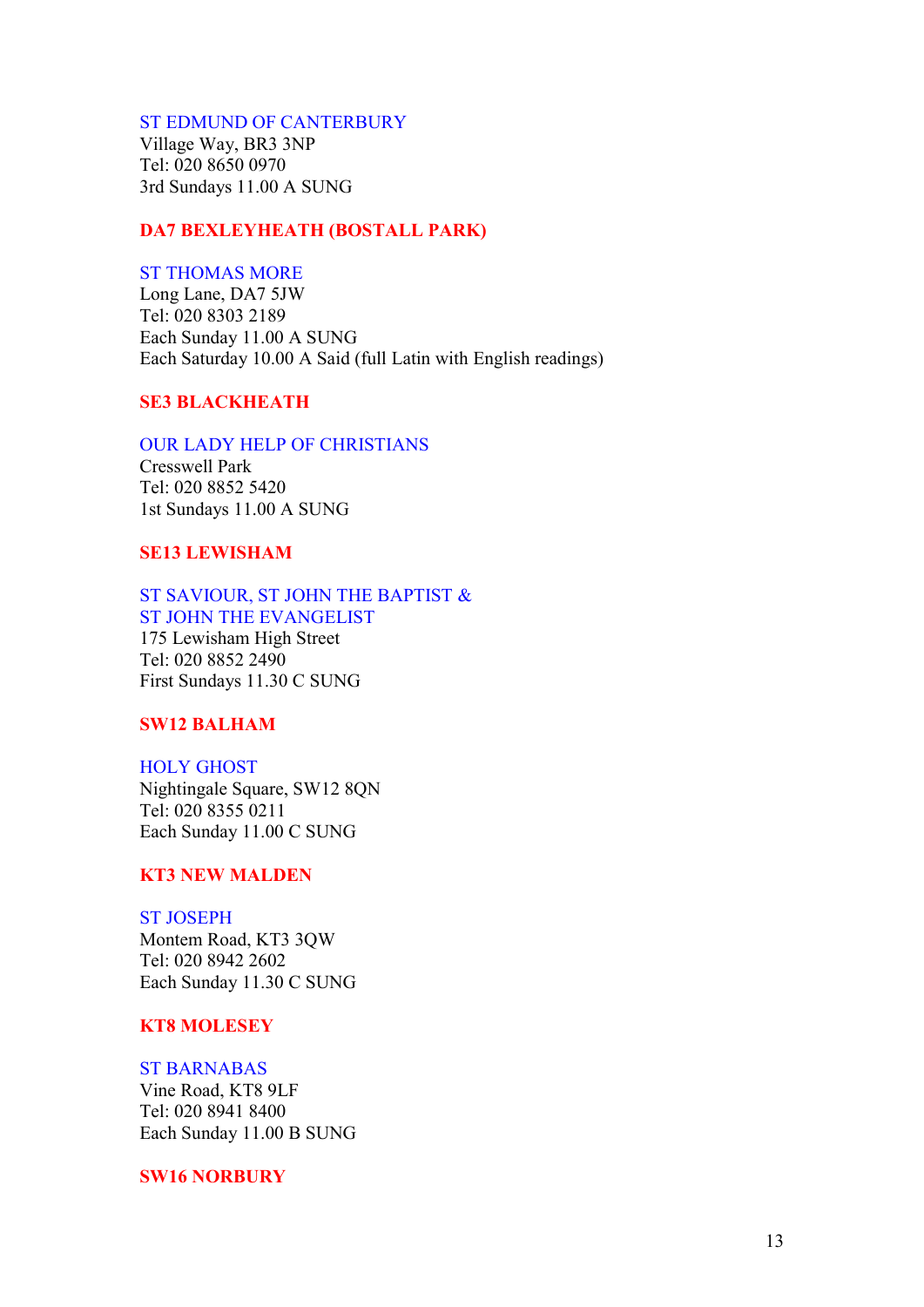### ST EDMUND OF CANTERBURY

Village Way, BR3 3NP
Tel: 020 8650 0970
3rd Sundays 11.00 A SUNG

## DA7 BEXLEYHEATH (BOSTALL PARK)

### ST THOMAS MORE

Long Lane, DA7 5JW
Tel: 020 8303 2189
Each Sunday 11.00 A SUNG
Each Saturday 10.00 A Said (full Latin with English readings)

## SE3 BLACKHEATH

### OUR LADY HELP OF CHRISTIANS

Cresswell Park
Tel: 020 8852 5420
1st Sundays 11.00 A SUNG

## SE13 LEWISHAM

### ST SAVIOUR, ST JOHN THE BAPTIST & ST JOHN THE EVANGELIST

175 Lewisham High Street
Tel: 020 8852 2490
First Sundays 11.30 C SUNG

## SW12 BALHAM

### HOLY GHOST

Nightingale Square, SW12 8QN
Tel: 020 8355 0211
Each Sunday 11.00 C SUNG

## KT3 NEW MALDEN

### ST JOSEPH

Montem Road, KT3 3QW
Tel: 020 8942 2602
Each Sunday 11.30 C SUNG

## KT8 MOLESEY

### ST BARNABAS

Vine Road, KT8 9LF
Tel: 020 8941 8400
Each Sunday 11.00 B SUNG

## SW16 NORBURY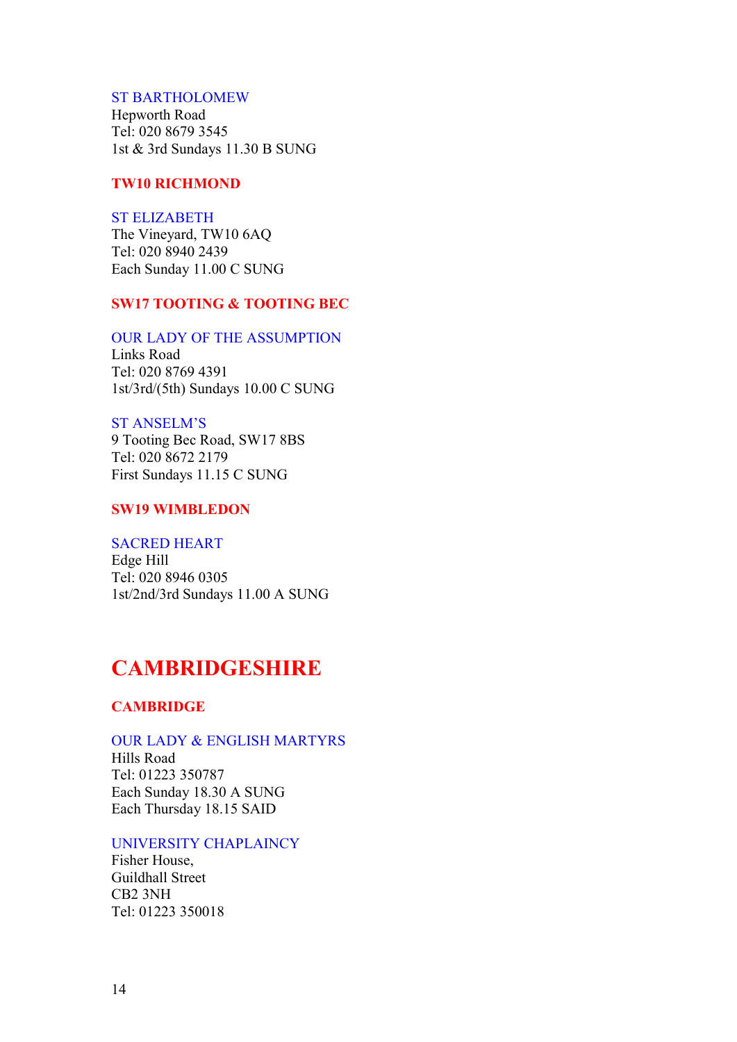### ST BARTHOLOMEW

Hepworth Road
Tel: 020 8679 3545
1st & 3rd Sundays 11.30 B SUNG

## TW10 RICHMOND

### ST ELIZABETH

The Vineyard, TW10 6AQ
Tel: 020 8940 2439
Each Sunday 11.00 C SUNG

## SW17 TOOTING & TOOTING BEC

### OUR LADY OF THE ASSUMPTION

Links Road
Tel: 020 8769 4391
1st/3rd/(5th) Sundays 10.00 C SUNG

### ST ANSELM'S

9 Tooting Bec Road, SW17 8BS
Tel: 020 8672 2179
First Sundays 11.15 C SUNG

## SW19 WIMBLEDON

### SACRED HEART

Edge Hill
Tel: 020 8946 0305
1st/2nd/3rd Sundays 11.00 A SUNG

# CAMBRIDGESHIRE

## CAMBRIDGE

### OUR LADY & ENGLISH MARTYRS

Hills Road
Tel: 01223 350787
Each Sunday 18.30 A SUNG
Each Thursday 18.15 SAID

### UNIVERSITY CHAPLAINCY

Fisher House,
Guildhall Street
CB2 3NH
Tel: 01223 350018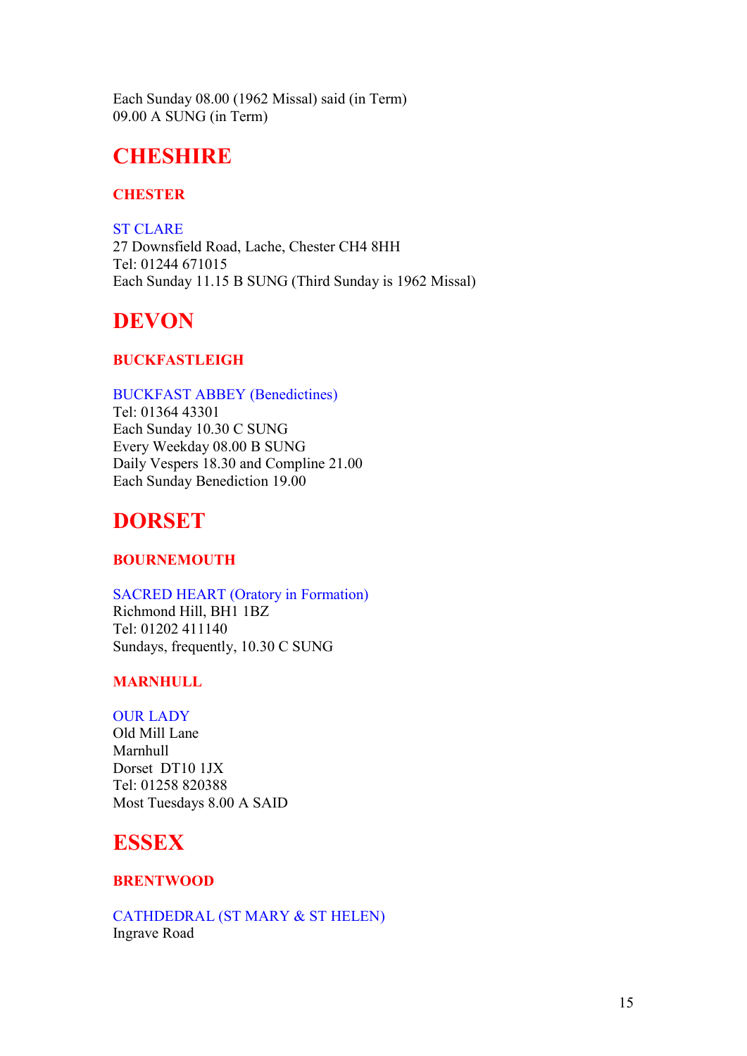Each Sunday 08.00 (1962 Missal) said (in Term)
09.00 A SUNG (in Term)

# CHESHIRE

## CHESTER

### ST CLARE

27 Downsfield Road, Lache, Chester CH4 8HH
Tel: 01244 671015
Each Sunday 11.15 B SUNG (Third Sunday is 1962 Missal)

# DEVON

## BUCKFASTLEIGH

### BUCKFAST ABBEY (Benedictines)

Tel: 01364 43301
Each Sunday 10.30 C SUNG
Every Weekday 08.00 B SUNG
Daily Vespers 18.30 and Compline 21.00
Each Sunday Benediction 19.00

# DORSET

## BOURNEMOUTH

### SACRED HEART (Oratory in Formation)

Richmond Hill, BH1 1BZ
Tel: 01202 411140
Sundays, frequently, 10.30 C SUNG

## MARNHULL

### OUR LADY

Old Mill Lane
Marnhull
Dorset DT10 1JX
Tel: 01258 820388
Most Tuesdays 8.00 A SAID

# ESSEX

## BRENTWOOD

### CATHDEDRAL (ST MARY & ST HELEN)

Ingrave Road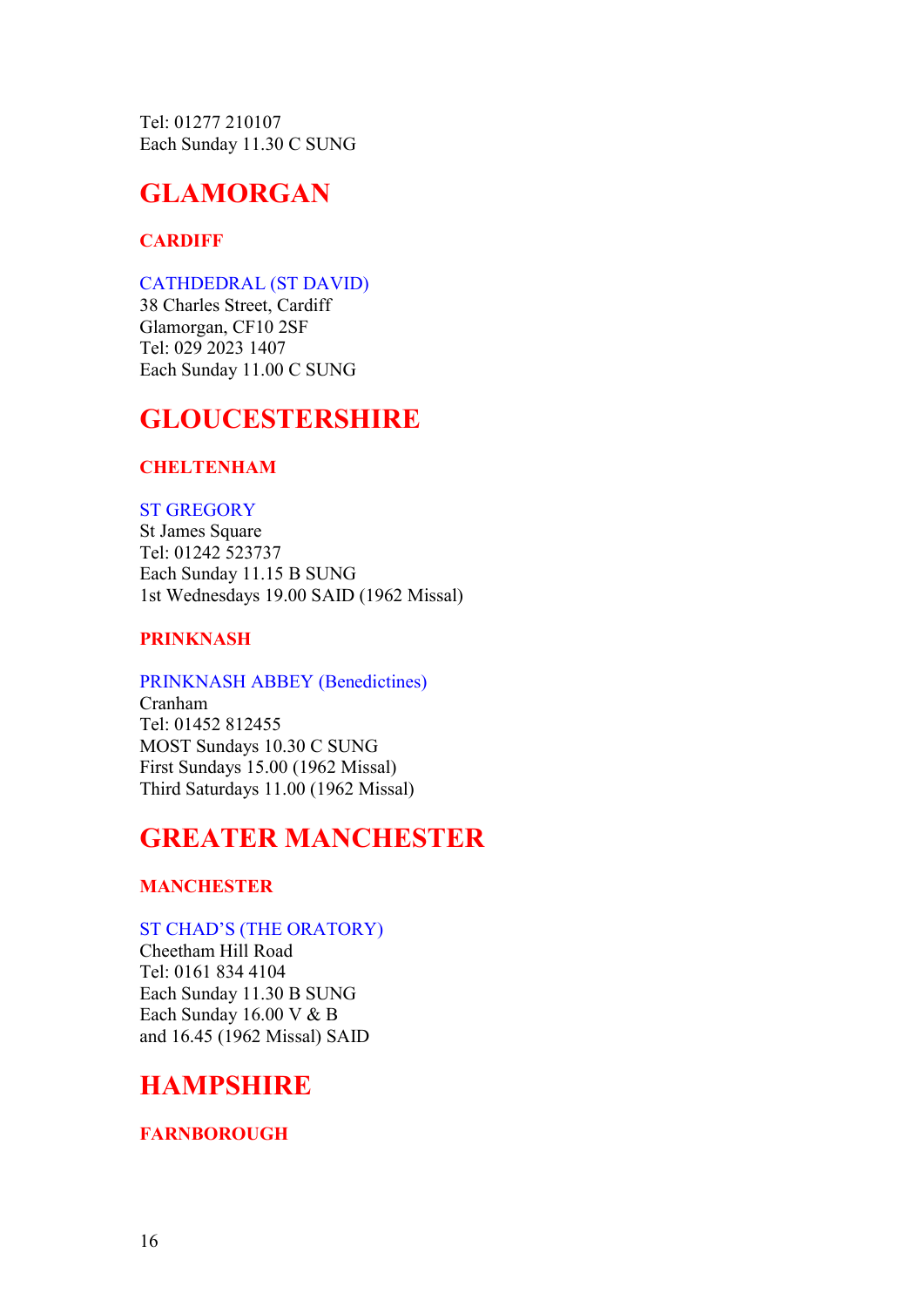Tel: 01277 210107
Each Sunday 11.30 C SUNG

# GLAMORGAN

### CARDIFF

CATHDEDRAL (ST DAVID)
38 Charles Street, Cardiff
Glamorgan, CF10 2SF
Tel: 029 2023 1407
Each Sunday 11.00 C SUNG

# GLOUCESTERSHIRE

### CHELTENHAM

ST GREGORY
St James Square
Tel: 01242 523737
Each Sunday 11.15 B SUNG
1st Wednesdays 19.00 SAID (1962 Missal)

### PRINKNASH

PRINKNASH ABBEY (Benedictines)
Cranham
Tel: 01452 812455
MOST Sundays 10.30 C SUNG
First Sundays 15.00 (1962 Missal)
Third Saturdays 11.00 (1962 Missal)

# GREATER MANCHESTER

### MANCHESTER

ST CHAD'S (THE ORATORY)
Cheetham Hill Road
Tel: 0161 834 4104
Each Sunday 11.30 B SUNG
Each Sunday 16.00 V & B
and 16.45 (1962 Missal) SAID

# HAMPSHIRE

### FARNBOROUGH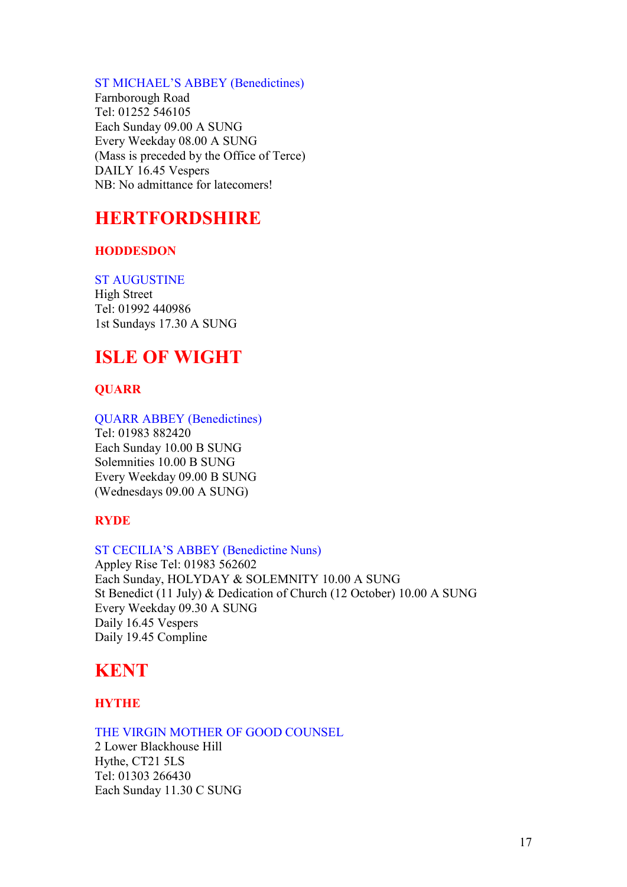ST MICHAEL'S ABBEY (Benedictines)
Farnborough Road
Tel: 01252 546105
Each Sunday 09.00 A SUNG
Every Weekday 08.00 A SUNG
(Mass is preceded by the Office of Terce)
DAILY 16.45 Vespers
NB: No admittance for latecomers!

# HERTFORDSHIRE

## HODDESDON

ST AUGUSTINE
High Street
Tel: 01992 440986
1st Sundays 17.30 A SUNG

# ISLE OF WIGHT

## QUARR

QUARR ABBEY (Benedictines)
Tel: 01983 882420
Each Sunday 10.00 B SUNG
Solemnities 10.00 B SUNG
Every Weekday 09.00 B SUNG
(Wednesdays 09.00 A SUNG)

## RYDE

ST CECILIA'S ABBEY (Benedictine Nuns)
Appley Rise Tel: 01983 562602
Each Sunday, HOLYDAY & SOLEMNITY 10.00 A SUNG
St Benedict (11 July) & Dedication of Church (12 October) 10.00 A SUNG
Every Weekday 09.30 A SUNG
Daily 16.45 Vespers
Daily 19.45 Compline

# KENT

## HYTHE

THE VIRGIN MOTHER OF GOOD COUNSEL
2 Lower Blackhouse Hill
Hythe, CT21 5LS
Tel: 01303 266430
Each Sunday 11.30 C SUNG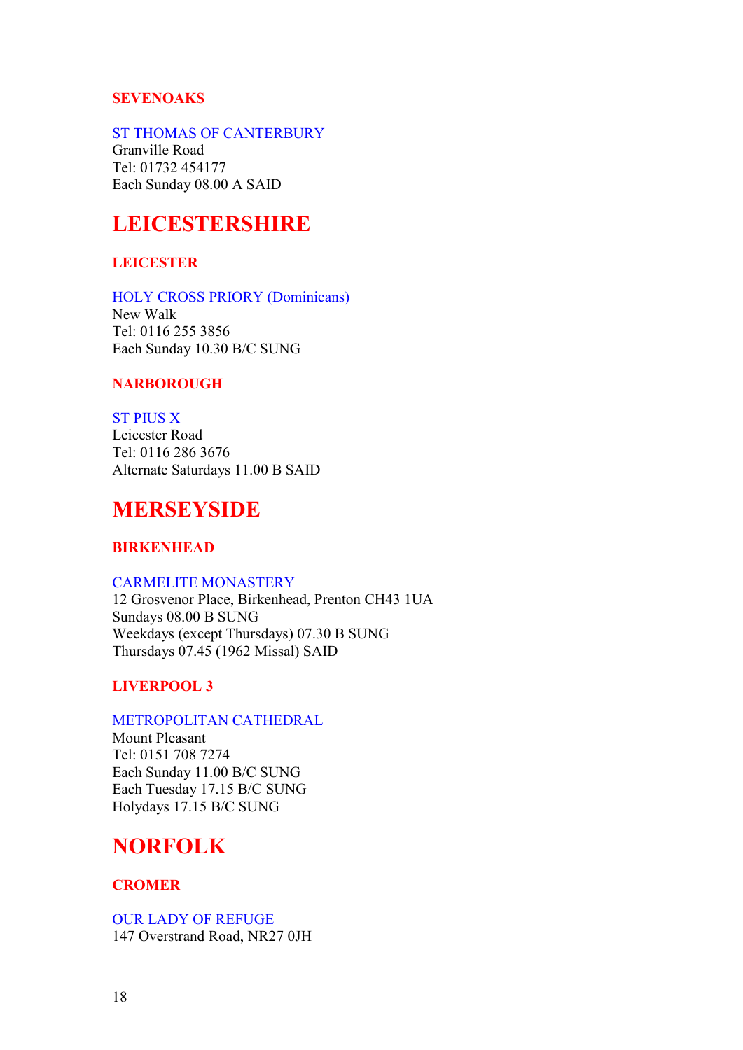### SEVENOAKS

ST THOMAS OF CANTERBURY
Granville Road
Tel: 01732 454177
Each Sunday 08.00 A SAID

## LEICESTERSHIRE

### LEICESTER

HOLY CROSS PRIORY (Dominicans)
New Walk
Tel: 0116 255 3856
Each Sunday 10.30 B/C SUNG

### NARBOROUGH

ST PIUS X
Leicester Road
Tel: 0116 286 3676
Alternate Saturdays 11.00 B SAID

## MERSEYSIDE

### BIRKENHEAD

CARMELITE MONASTERY
12 Grosvenor Place, Birkenhead, Prenton CH43 1UA
Sundays 08.00 B SUNG
Weekdays (except Thursdays) 07.30 B SUNG
Thursdays 07.45 (1962 Missal) SAID

### LIVERPOOL 3

METROPOLITAN CATHEDRAL
Mount Pleasant
Tel: 0151 708 7274
Each Sunday 11.00 B/C SUNG
Each Tuesday 17.15 B/C SUNG
Holydays 17.15 B/C SUNG

## NORFOLK

### CROMER

OUR LADY OF REFUGE
147 Overstrand Road, NR27 0JH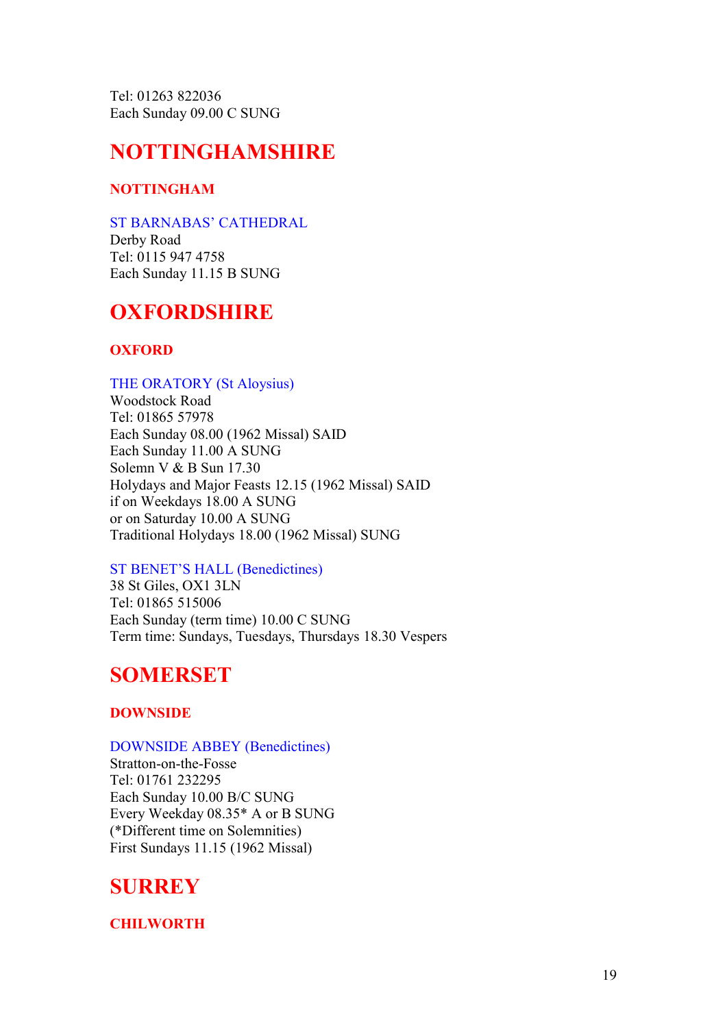Tel: 01263 822036
Each Sunday 09.00 C SUNG

# NOTTINGHAMSHIRE

## NOTTINGHAM

### ST BARNABAS' CATHEDRAL

Derby Road
Tel: 0115 947 4758
Each Sunday 11.15 B SUNG

# OXFORDSHIRE

## OXFORD

### THE ORATORY (St Aloysius)

Woodstock Road
Tel: 01865 57978
Each Sunday 08.00 (1962 Missal) SAID
Each Sunday 11.00 A SUNG
Solemn V & B Sun 17.30
Holydays and Major Feasts 12.15 (1962 Missal) SAID
if on Weekdays 18.00 A SUNG
or on Saturday 10.00 A SUNG
Traditional Holydays 18.00 (1962 Missal) SUNG

### ST BENET'S HALL (Benedictines)

38 St Giles, OX1 3LN
Tel: 01865 515006
Each Sunday (term time) 10.00 C SUNG
Term time: Sundays, Tuesdays, Thursdays 18.30 Vespers

# SOMERSET

## DOWNSIDE

### DOWNSIDE ABBEY (Benedictines)

Stratton-on-the-Fosse
Tel: 01761 232295
Each Sunday 10.00 B/C SUNG
Every Weekday 08.35* A or B SUNG
(*Different time on Solemnities)
First Sundays 11.15 (1962 Missal)

# SURREY

## CHILWORTH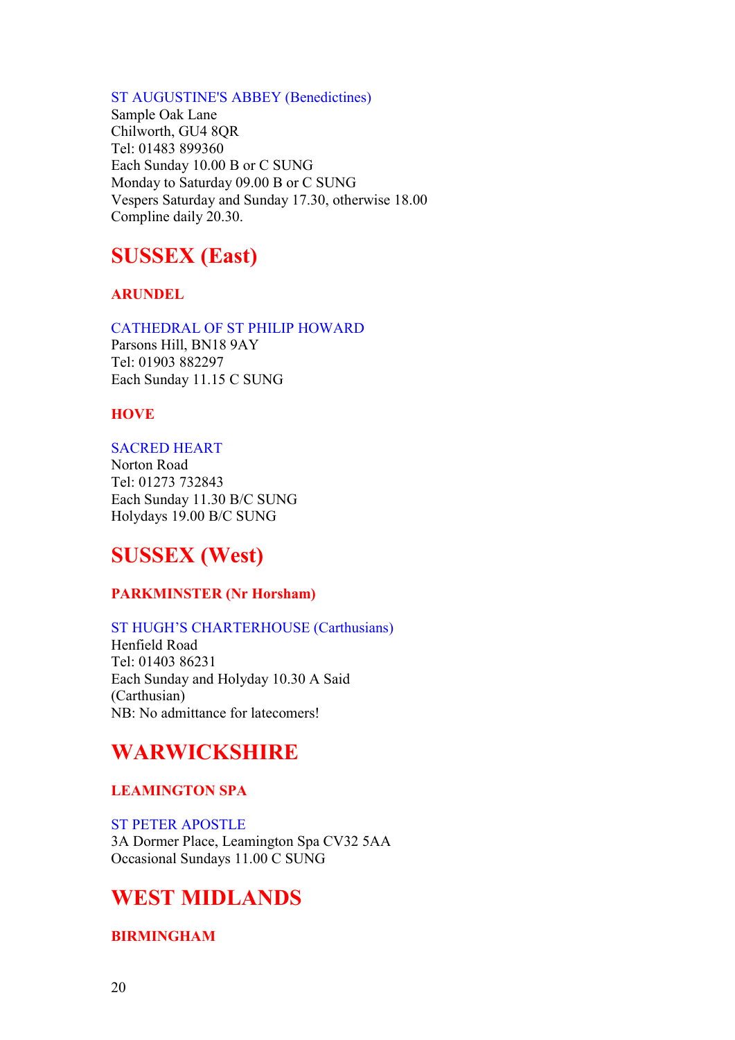ST AUGUSTINE'S ABBEY (Benedictines)
Sample Oak Lane
Chilworth, GU4 8QR
Tel: 01483 899360
Each Sunday 10.00 B or C SUNG
Monday to Saturday 09.00 B or C SUNG
Vespers Saturday and Sunday 17.30, otherwise 18.00
Compline daily 20.30.

# SUSSEX (East)

### ARUNDEL

CATHEDRAL OF ST PHILIP HOWARD
Parsons Hill, BN18 9AY
Tel: 01903 882297
Each Sunday 11.15 C SUNG

### HOVE

SACRED HEART
Norton Road
Tel: 01273 732843
Each Sunday 11.30 B/C SUNG
Holydays 19.00 B/C SUNG

# SUSSEX (West)

### PARKMINSTER (Nr Horsham)

ST HUGH'S CHARTERHOUSE (Carthusians)
Henfield Road
Tel: 01403 86231
Each Sunday and Holyday 10.30 A Said
(Carthusian)
NB: No admittance for latecomers!

# WARWICKSHIRE

### LEAMINGTON SPA

ST PETER APOSTLE
3A Dormer Place, Leamington Spa CV32 5AA
Occasional Sundays 11.00 C SUNG

# WEST MIDLANDS

### BIRMINGHAM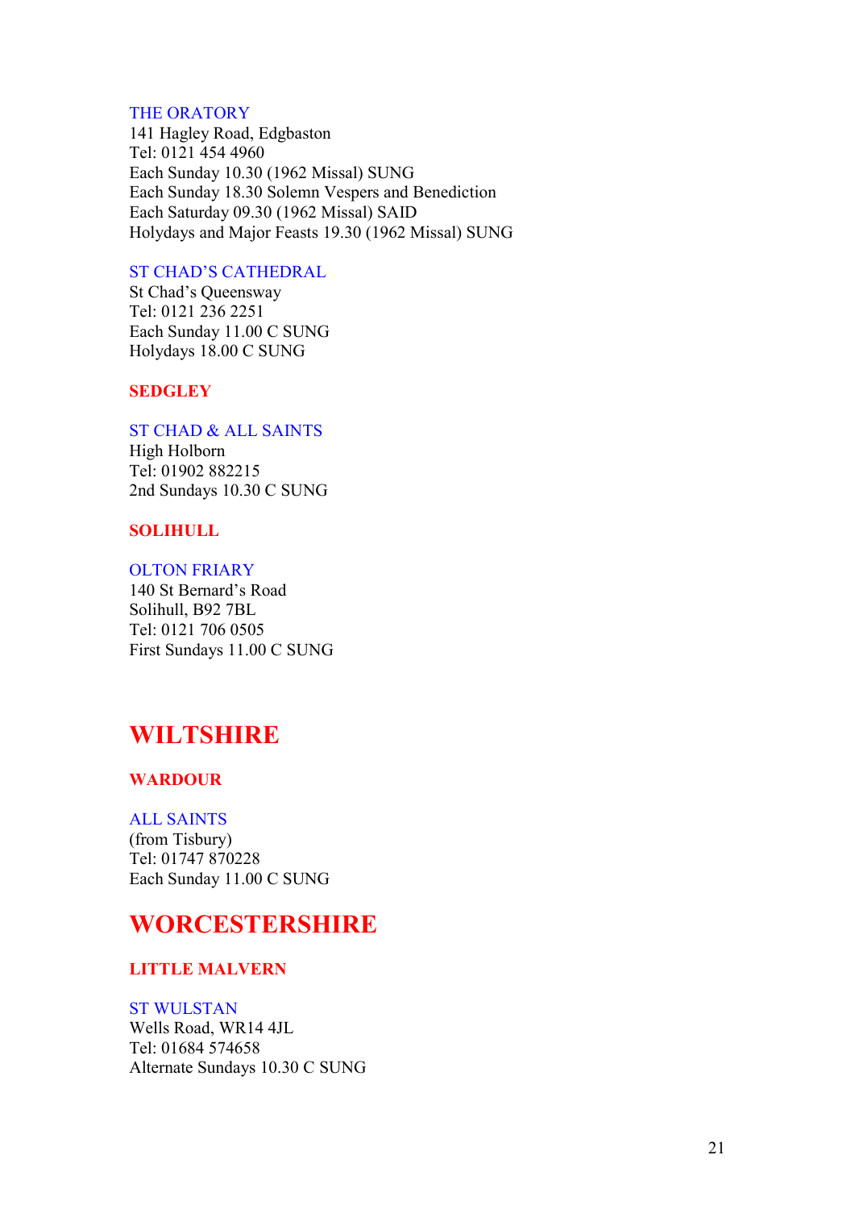THE ORATORY
141 Hagley Road, Edgbaston
Tel: 0121 454 4960
Each Sunday 10.30 (1962 Missal) SUNG
Each Sunday 18.30 Solemn Vespers and Benediction
Each Saturday 09.30 (1962 Missal) SAID
Holydays and Major Feasts 19.30 (1962 Missal) SUNG

ST CHAD'S CATHEDRAL
St Chad's Queensway
Tel: 0121 236 2251
Each Sunday 11.00 C SUNG
Holydays 18.00 C SUNG

### SEDGLEY

ST CHAD & ALL SAINTS
High Holborn
Tel: 01902 882215
2nd Sundays 10.30 C SUNG

### SOLIHULL

OLTON FRIARY
140 St Bernard's Road
Solihull, B92 7BL
Tel: 0121 706 0505
First Sundays 11.00 C SUNG

## WILTSHIRE

### WARDOUR

ALL SAINTS
(from Tisbury)
Tel: 01747 870228
Each Sunday 11.00 C SUNG

## WORCESTERSHIRE

### LITTLE MALVERN

ST WULSTAN
Wells Road, WR14 4JL
Tel: 01684 574658
Alternate Sundays 10.30 C SUNG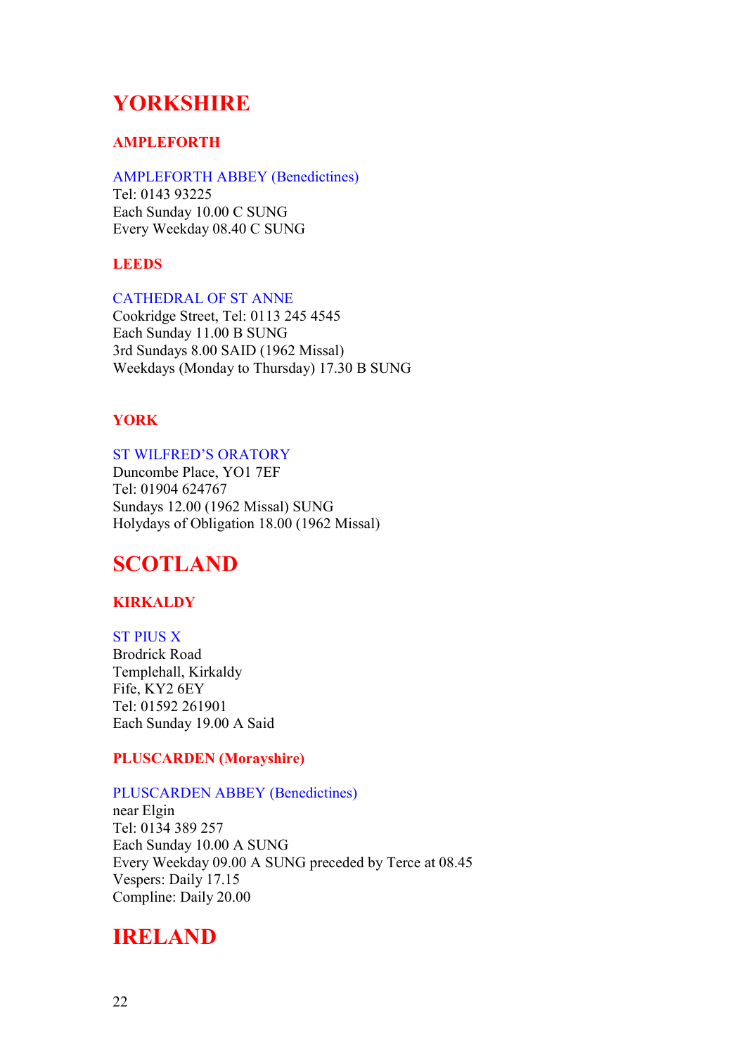# YORKSHIRE

## AMPLEFORTH

### AMPLEFORTH ABBEY (Benedictines)

Tel: 0143 93225
Each Sunday 10.00 C SUNG
Every Weekday 08.40 C SUNG

## LEEDS

### CATHEDRAL OF ST ANNE

Cookridge Street, Tel: 0113 245 4545
Each Sunday 11.00 B SUNG
3rd Sundays 8.00 SAID (1962 Missal)
Weekdays (Monday to Thursday) 17.30 B SUNG

## YORK

### ST WILFRED'S ORATORY

Duncombe Place, YO1 7EF
Tel: 01904 624767
Sundays 12.00 (1962 Missal) SUNG
Holydays of Obligation 18.00 (1962 Missal)

# SCOTLAND

## KIRKALDY

### ST PIUS X

Brodrick Road
Templehall, Kirkaldy
Fife, KY2 6EY
Tel: 01592 261901
Each Sunday 19.00 A Said

## PLUSCARDEN (Morayshire)

### PLUSCARDEN ABBEY (Benedictines)

near Elgin
Tel: 0134 389 257
Each Sunday 10.00 A SUNG
Every Weekday 09.00 A SUNG preceded by Terce at 08.45
Vespers: Daily 17.15
Compline: Daily 20.00

# IRELAND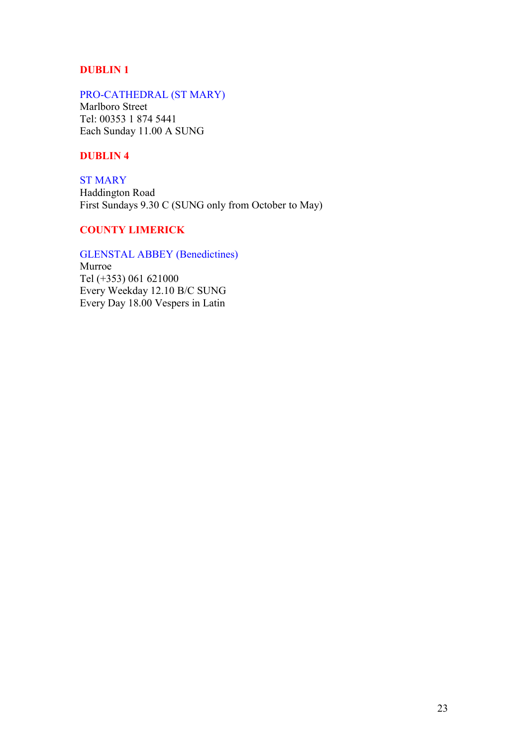## DUBLIN 1

### PRO-CATHEDRAL (ST MARY)

Marlboro Street
Tel: 00353 1 874 5441
Each Sunday 11.00 A SUNG

## DUBLIN 4

### ST MARY

Haddington Road
First Sundays 9.30 C (SUNG only from October to May)

## COUNTY LIMERICK

### GLENSTAL ABBEY (Benedictines)

Murroe
Tel (+353) 061 621000
Every Weekday 12.10 B/C SUNG
Every Day 18.00 Vespers in Latin